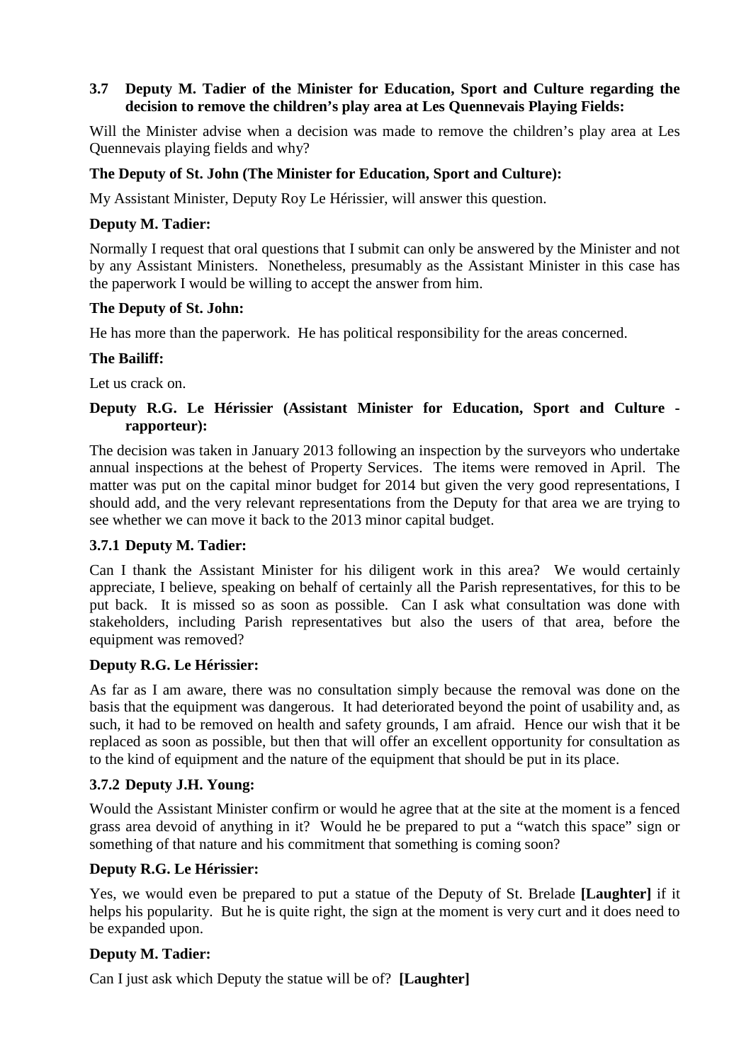### 3.7 Deputy M. Tadier of the Minister for Education, Sport and Culture regarding the decision to remove the children's play area at Les Quennevais Playing Fields:

Will the Minister advise when a decision was made to remove the children's play area at Les Quennevais playing fields and why?

**The Deputy of St. John (The Minister for Education, Sport and Culture):**

My Assistant Minister, Deputy Roy Le Hérissier, will answer this question.

**Deputy M. Tadier:**

Normally I request that oral questions that I submit can only be answered by the Minister and not by any Assistant Ministers. Nonetheless, presumably as the Assistant Minister in this case has the paperwork I would be willing to accept the answer from him.

**The Deputy of St. John:**

He has more than the paperwork. He has political responsibility for the areas concerned.

**The Bailiff:**

Let us crack on.

**Deputy R.G. Le Hérissier (Assistant Minister for Education, Sport and Culture - rapporteur):**

The decision was taken in January 2013 following an inspection by the surveyors who undertake annual inspections at the behest of Property Services. The items were removed in April. The matter was put on the capital minor budget for 2014 but given the very good representations, I should add, and the very relevant representations from the Deputy for that area we are trying to see whether we can move it back to the 2013 minor capital budget.

#### 3.7.1 Deputy M. Tadier:

Can I thank the Assistant Minister for his diligent work in this area? We would certainly appreciate, I believe, speaking on behalf of certainly all the Parish representatives, for this to be put back. It is missed so as soon as possible. Can I ask what consultation was done with stakeholders, including Parish representatives but also the users of that area, before the equipment was removed?

**Deputy R.G. Le Hérissier:**

As far as I am aware, there was no consultation simply because the removal was done on the basis that the equipment was dangerous. It had deteriorated beyond the point of usability and, as such, it had to be removed on health and safety grounds, I am afraid. Hence our wish that it be replaced as soon as possible, but then that will offer an excellent opportunity for consultation as to the kind of equipment and the nature of the equipment that should be put in its place.

#### 3.7.2 Deputy J.H. Young:

Would the Assistant Minister confirm or would he agree that at the site at the moment is a fenced grass area devoid of anything in it? Would he be prepared to put a "watch this space" sign or something of that nature and his commitment that something is coming soon?

**Deputy R.G. Le Hérissier:**

Yes, we would even be prepared to put a statue of the Deputy of St. Brelade **[Laughter]** if it helps his popularity. But he is quite right, the sign at the moment is very curt and it does need to be expanded upon.

**Deputy M. Tadier:**

Can I just ask which Deputy the statue will be of? **[Laughter]**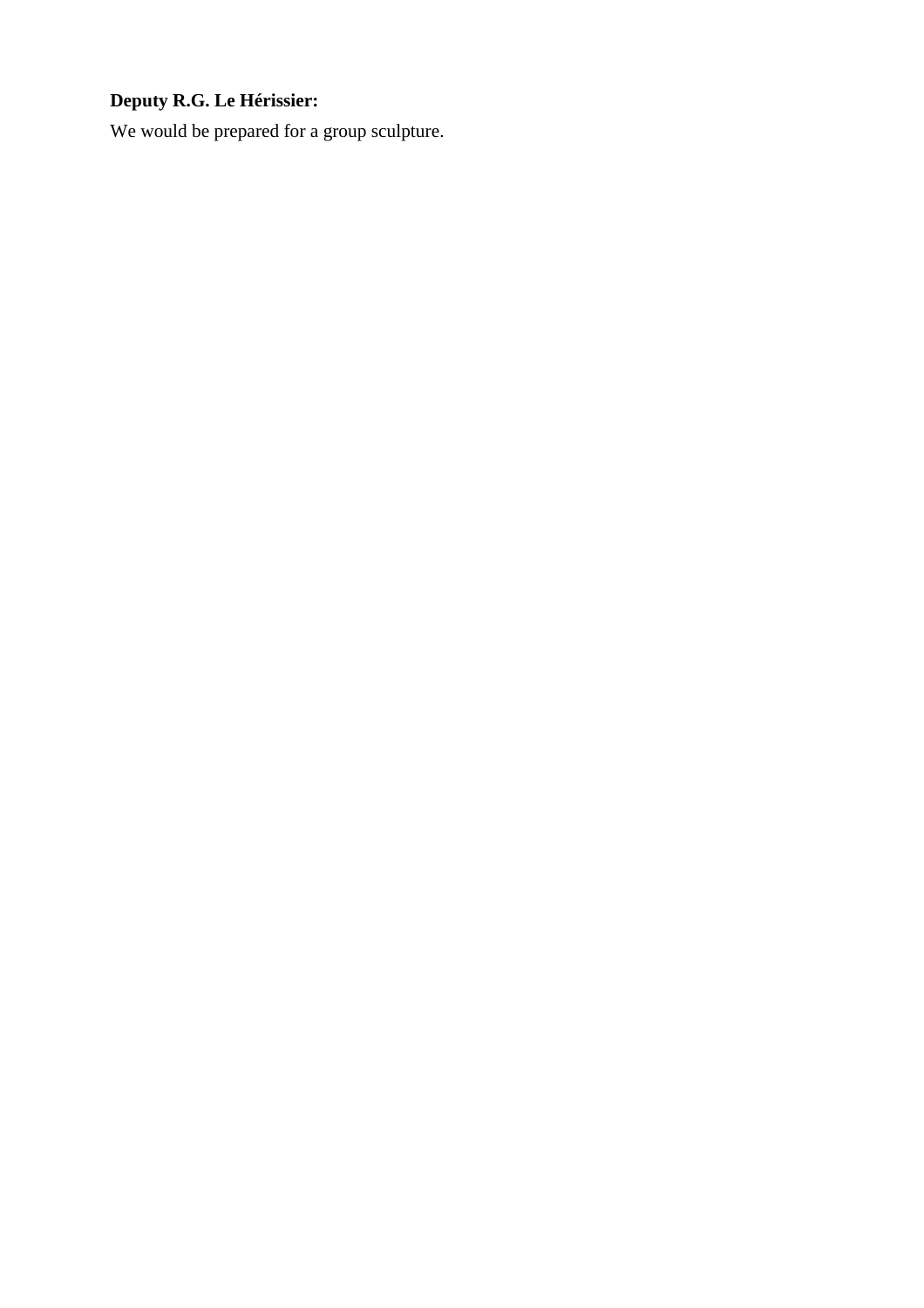**Deputy R.G. Le Hérissier:**

We would be prepared for a group sculpture.